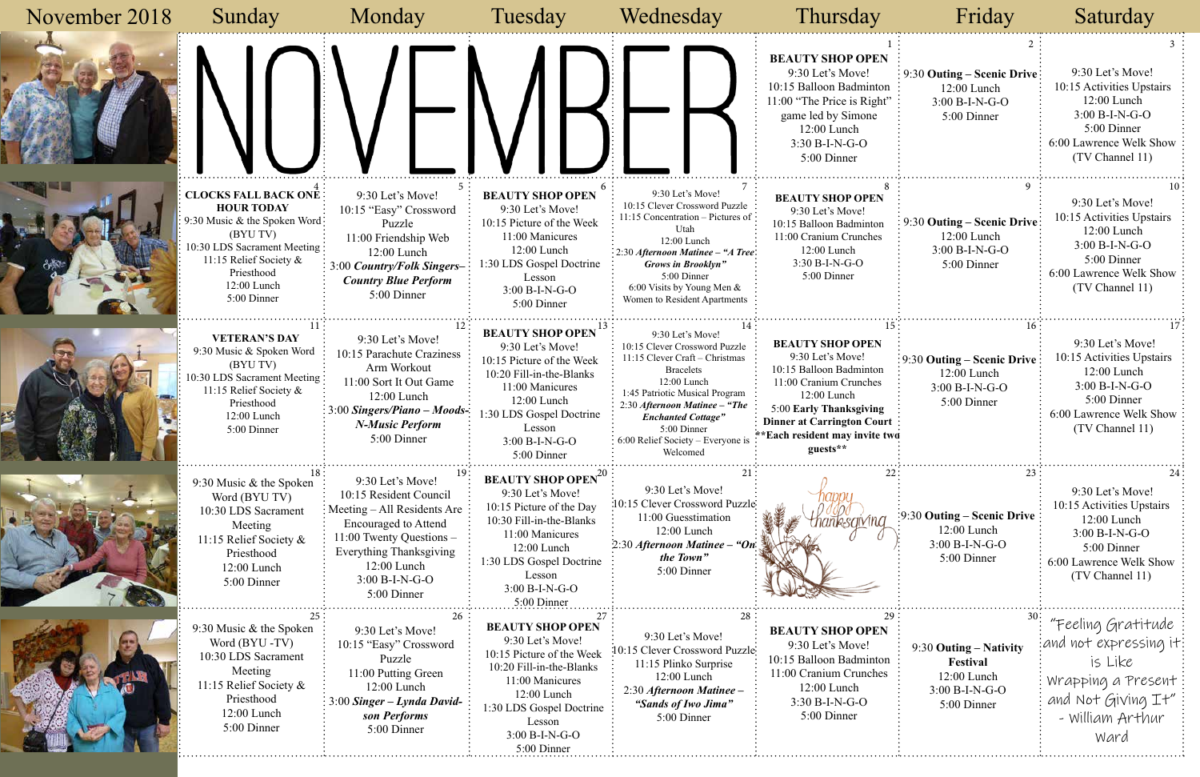# November 2018

| Sunday | Monday | Tuesday | Wednesday | Thursday | Friday | Saturday |
|---|---|---|---|---|---|---|
| NOVEMBER | | | | 1<br>**BEAUTY SHOP OPEN**<br>9:30 Let's Move!<br>10:15 Balloon Badminton<br>11:00 "The Price is Right" game led by Simone<br>12:00 Lunch<br>3:30 B-I-N-G-O<br>5:00 Dinner | 2<br>9:30 **Outing – Scenic Drive**<br>12:00 Lunch<br>3:00 B-I-N-G-O<br>5:00 Dinner | 3<br>9:30 Let's Move!<br>10:15 Activities Upstairs<br>12:00 Lunch<br>3:00 B-I-N-G-O<br>5:00 Dinner<br>6:00 Lawrence Welk Show (TV Channel 11) |
| 4<br>**CLOCKS FALL BACK ONE HOUR TODAY**<br>9:30 Music & the Spoken Word (BYU TV)<br>10:30 LDS Sacrament Meeting<br>11:15 Relief Society & Priesthood<br>12:00 Lunch<br>5:00 Dinner | 5<br>9:30 Let's Move!<br>10:15 "Easy" Crossword Puzzle<br>11:00 Friendship Web<br>12:00 Lunch<br>3:00 ***Country/Folk Singers– Country Blue Perform***<br>5:00 Dinner | 6<br>**BEAUTY SHOP OPEN**<br>9:30 Let's Move!<br>10:15 Picture of the Week<br>11:00 Manicures<br>1:30 LDS Gospel Doctrine Lesson<br>3:00 B-I-N-G-O<br>5:00 Dinner | 7<br>9:30 Let's Move!<br>10:15 Clever Crossword Puzzle<br>11:15 Concentration – Pictures of Utah<br>12:00 Lunch<br>2:30 ***Afternoon Matinee – "A Tree Grows in Brooklyn"***<br>5:00 Dinner<br>6:00 Visits by Young Men & Women to Resident Apartments | 8<br>**BEAUTY SHOP OPEN**<br>9:30 Let's Move!<br>10:15 Balloon Badminton<br>11:00 Cranium Crunches<br>12:00 Lunch<br>3:30 B-I-N-G-O<br>5:00 Dinner | 9<br>9:30 **Outing – Scenic Drive**<br>12:00 Lunch<br>3:00 B-I-N-G-O<br>5:00 Dinner | 10<br>9:30 Let's Move!<br>10:15 Activities Upstairs<br>12:00 Lunch<br>3:00 B-I-N-G-O<br>5:00 Dinner<br>6:00 Lawrence Welk Show (TV Channel 11) |
| 11<br>**VETERAN'S DAY**<br>9:30 Music & Spoken Word (BYU TV)<br>10:30 LDS Sacrament Meeting<br>11:15 Relief Society & Priesthood<br>12:00 Lunch<br>5:00 Dinner | 12<br>9:30 Let's Move!<br>10:15 Parachute Craziness Arm Workout<br>11:00 Sort It Out Game<br>12:00 Lunch<br>3:00 ***Singers/Piano – Moods-N-Music Perform***<br>5:00 Dinner | 13<br>**BEAUTY SHOP OPEN**<br>9:30 Let's Move!<br>10:15 Picture of the Week<br>10:20 Fill-in-the-Blanks<br>11:00 Manicures<br>12:00 Lunch<br>1:30 LDS Gospel Doctrine Lesson<br>3:00 B-I-N-G-O<br>5:00 Dinner | 14<br>9:30 Let's Move!<br>10:15 Clever Crossword Puzzle<br>11:15 Clever Craft – Christmas Bracelets<br>12:00 Lunch<br>1:45 Patriotic Musical Program<br>2:30 ***Afternoon Matinee – "The Enchanted Cottage"***<br>5:00 Dinner<br>6:00 Relief Society – Everyone is Welcomed | 15<br>**BEAUTY SHOP OPEN**<br>9:30 Let's Move!<br>10:15 Balloon Badminton<br>11:00 Cranium Crunches<br>12:00 Lunch<br>5:00 **Early Thanksgiving Dinner at Carrington Court**<br>**\*\*Each resident may invite two guests\*\*** | 16<br>9:30 **Outing – Scenic Drive**<br>12:00 Lunch<br>3:00 B-I-N-G-O<br>5:00 Dinner | 17<br>9:30 Let's Move!<br>10:15 Activities Upstairs<br>12:00 Lunch<br>3:00 B-I-N-G-O<br>5:00 Dinner<br>6:00 Lawrence Welk Show (TV Channel 11) |
| 18<br>9:30 Music & the Spoken Word (BYU TV)<br>10:30 LDS Sacrament Meeting<br>11:15 Relief Society & Priesthood<br>12:00 Lunch<br>5:00 Dinner | 19<br>9:30 Let's Move!<br>10:15 Resident Council Meeting – All Residents Are Encouraged to Attend<br>11:00 Twenty Questions – Everything Thanksgiving<br>12:00 Lunch<br>3:00 B-I-N-G-O<br>5:00 Dinner | 20<br>**BEAUTY SHOP OPEN**<br>9:30 Let's Move!<br>10:15 Picture of the Day<br>10:30 Fill-in-the-Blanks<br>11:00 Manicures<br>12:00 Lunch<br>1:30 LDS Gospel Doctrine Lesson<br>3:00 B-I-N-G-O<br>5:00 Dinner | 21<br>9:30 Let's Move!<br>10:15 Clever Crossword Puzzle<br>11:00 Guesstimation<br>12:00 Lunch<br>2:30 ***Afternoon Matinee – "On the Town"***<br>5:00 Dinner | 22<br>happy thanksgiving | 23<br>9:30 **Outing – Scenic Drive**<br>12:00 Lunch<br>3:00 B-I-N-G-O<br>5:00 Dinner | 24<br>9:30 Let's Move!<br>10:15 Activities Upstairs<br>12:00 Lunch<br>3:00 B-I-N-G-O<br>5:00 Dinner<br>6:00 Lawrence Welk Show (TV Channel 11) |
| 25<br>9:30 Music & the Spoken Word (BYU -TV)<br>10:30 LDS Sacrament Meeting<br>11:15 Relief Society & Priesthood<br>12:00 Lunch<br>5:00 Dinner | 26<br>9:30 Let's Move!<br>10:15 "Easy" Crossword Puzzle<br>11:00 Putting Green<br>12:00 Lunch<br>3:00 ***Singer – Lynda Davidson Performs***<br>5:00 Dinner | 27<br>**BEAUTY SHOP OPEN**<br>9:30 Let's Move!<br>10:15 Picture of the Week<br>10:20 Fill-in-the-Blanks<br>11:00 Manicures<br>12:00 Lunch<br>1:30 LDS Gospel Doctrine Lesson<br>3:00 B-I-N-G-O<br>5:00 Dinner | 28<br>9:30 Let's Move!<br>10:15 Clever Crossword Puzzle<br>11:15 Plinko Surprise<br>12:00 Lunch<br>2:30 ***Afternoon Matinee – "Sands of Iwo Jima"***<br>5:00 Dinner | 29<br>**BEAUTY SHOP OPEN**<br>9:30 Let's Move!<br>10:15 Balloon Badminton<br>11:00 Cranium Crunches<br>12:00 Lunch<br>3:30 B-I-N-G-O<br>5:00 Dinner | 30<br>9:30 **Outing – Nativity Festival**<br>12:00 Lunch<br>3:00 B-I-N-G-O<br>5:00 Dinner | "Feeling Gratitude and not expressing it is Like Wrapping a Present and Not Giving It" - William Arthur Ward |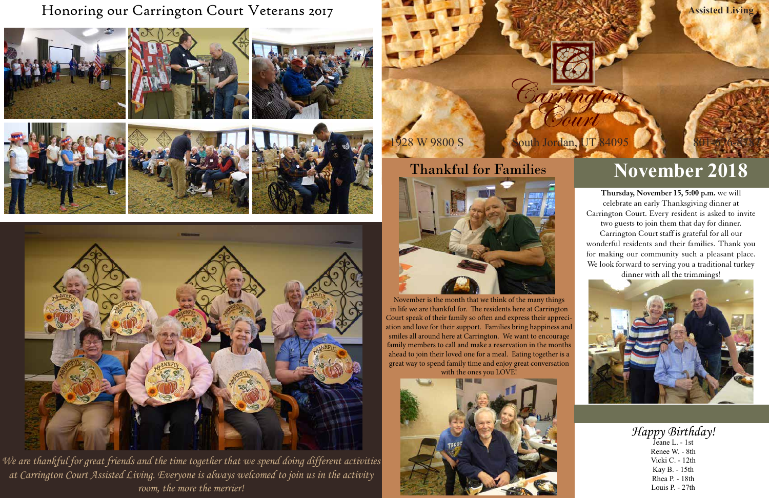## Honoring our Carrington Court Veterans 2017

*We are thankful for great friends and the time together that we spend doing different activities at Carrington Court Assisted Living. Everyone is always welcomed to join us in the activity room, the more the merrier!*

Assisted Living

Carrington Court

1928 W 9800 S South Jordan, UT 84095 801-676-8787

## Thankful for Families

November is the month that we think of the many things in life we are thankful for. The residents here at Carrington Court speak of their family so often and express their appreciation and love for their support. Families bring happiness and smiles all around here at Carrington. We want to encourage family members to call and make a reservation in the months ahead to join their loved one for a meal. Eating together is a great way to spend family time and enjoy great conversation with the ones you LOVE!

# November 2018

**Thursday, November 15, 5:00 p.m.** we will celebrate an early Thanksgiving dinner at Carrington Court. Every resident is asked to invite two guests to join them that day for dinner. Carrington Court staff is grateful for all our wonderful residents and their families. Thank you for making our community such a pleasant place. We look forward to serving you a traditional turkey dinner with all the trimmings!

### *Happy Birthday!*

Jeane L. - 1st
Renee W. - 8th
Vicki C. - 12th
Kay B. - 15th
Rhea P. - 18th
Louis P. - 27th